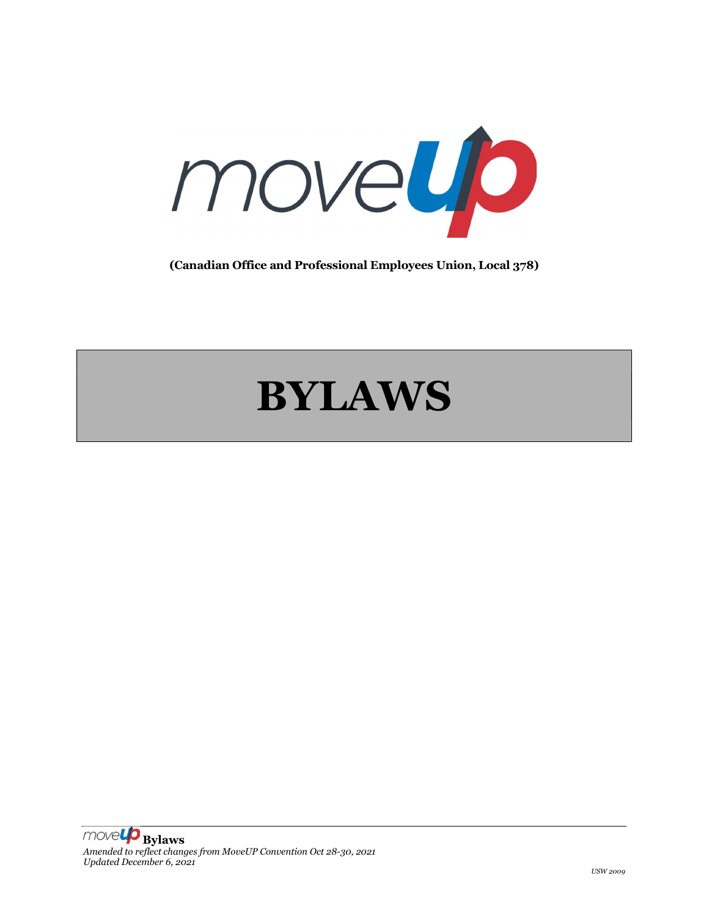**(Canadian Office and Professional Employees Union, Local 378)**

# BYLAWS

**Bylaws**

*Amended to reflect changes from MoveUP Convention Oct 28-30, 2021*
*Updated December 6, 2021*

*USW 2009*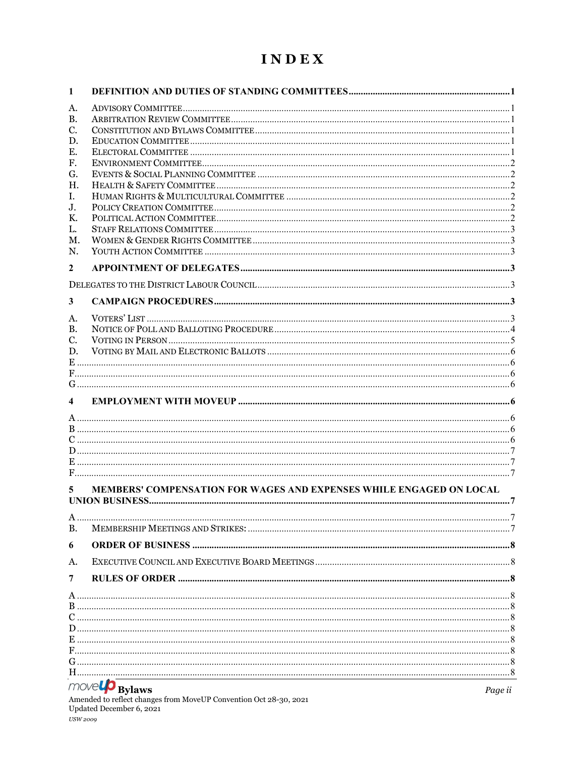# INDEX

**1 DEFINITION AND DUTIES OF STANDING COMMITTEES ........ 1**

A. Advisory Committee ........ 1
B. Arbitration Review Committee ........ 1
C. Constitution and Bylaws Committee ........ 1
D. Education Committee ........ 1
E. Electoral Committee ........ 1
F. Environment Committee ........ 2
G. Events & Social Planning Committee ........ 2
H. Health & Safety Committee ........ 2
I. Human Rights & Multicultural Committee ........ 2
J. Policy Creation Committee ........ 2
K. Political Action Committee ........ 2
L. Staff Relations Committee ........ 3
M. Women & Gender Rights Committee ........ 3
N. Youth Action Committee ........ 3

**2 APPOINTMENT OF DELEGATES ........ 3**

Delegates to the District Labour Council ........ 3

**3 CAMPAIGN PROCEDURES ........ 3**

A. Voters' List ........ 3
B. Notice of Poll and Balloting Procedure ........ 4
C. Voting in Person ........ 5
D. Voting by Mail and Electronic Ballots ........ 6
E ........ 6
F ........ 6
G ........ 6

**4 EMPLOYMENT WITH MOVEUP ........ 6**

A ........ 6
B ........ 6
C ........ 6
D ........ 7
E ........ 7
F ........ 7

**5 MEMBERS' COMPENSATION FOR WAGES AND EXPENSES WHILE ENGAGED ON LOCAL UNION BUSINESS ........ 7**

A ........ 7
B. Membership Meetings and Strikes: ........ 7

**6 ORDER OF BUSINESS ........ 8**

A. Executive Council and Executive Board Meetings ........ 8

**7 RULES OF ORDER ........ 8**

A ........ 8
B ........ 8
C ........ 8
D ........ 8
E ........ 8
F ........ 8
G ........ 8
H ........ 8

moveUP **Bylaws**
Amended to reflect changes from MoveUP Convention Oct 28-30, 2021
Updated December 6, 2021
*USW 2009*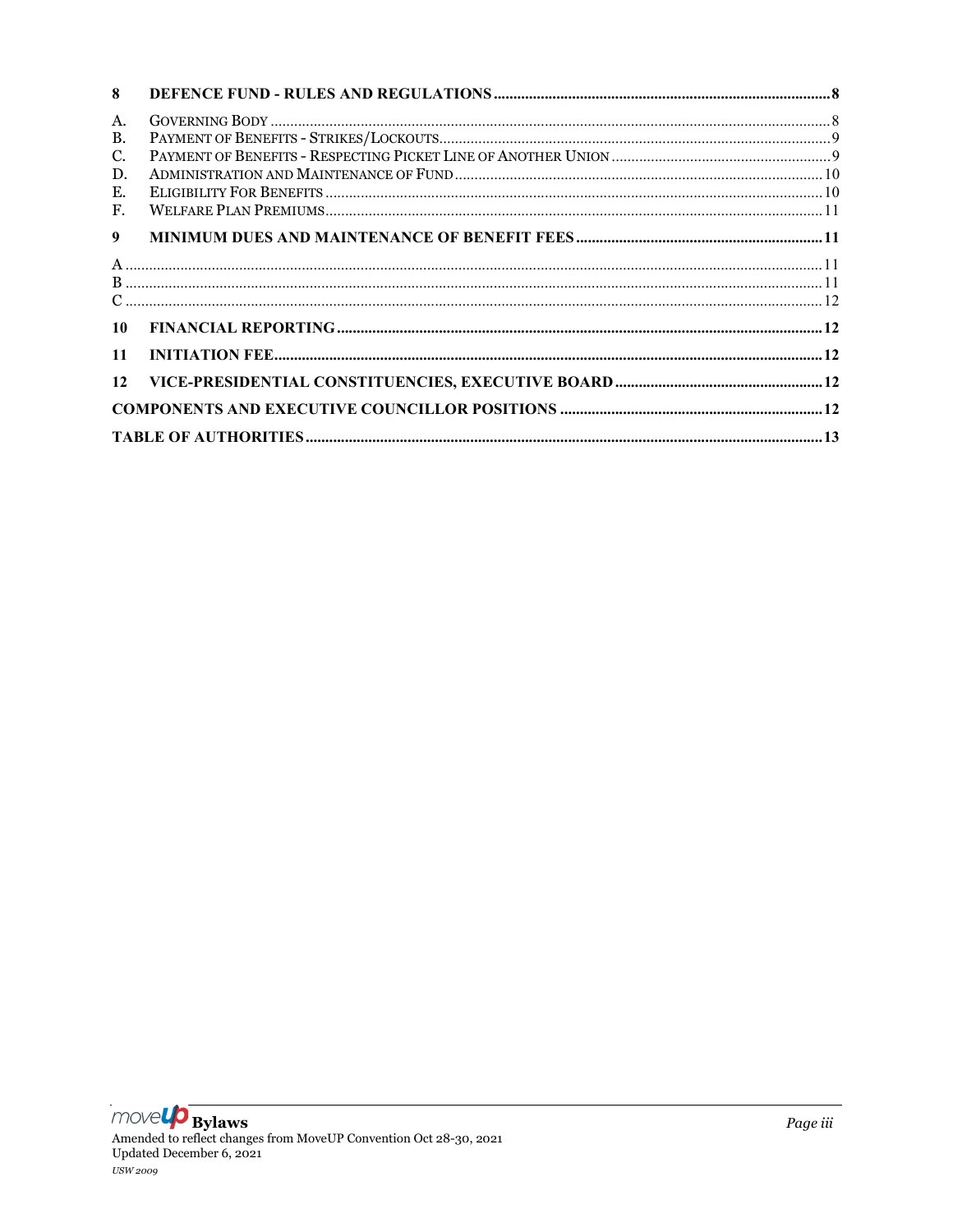| | | |
|---|---|---|
| **8** | **DEFENCE FUND - RULES AND REGULATIONS** | **8** |
| A. | GOVERNING BODY | 8 |
| B. | PAYMENT OF BENEFITS - STRIKES/LOCKOUTS | 9 |
| C. | PAYMENT OF BENEFITS - RESPECTING PICKET LINE OF ANOTHER UNION | 9 |
| D. | ADMINISTRATION AND MAINTENANCE OF FUND | 10 |
| E. | ELIGIBILITY FOR BENEFITS | 10 |
| F. | WELFARE PLAN PREMIUMS | 11 |
| **9** | **MINIMUM DUES AND MAINTENANCE OF BENEFIT FEES** | **11** |
| A | | 11 |
| B | | 11 |
| C | | 12 |
| **10** | **FINANCIAL REPORTING** | **12** |
| **11** | **INITIATION FEE** | **12** |
| **12** | **VICE-PRESIDENTIAL CONSTITUENCIES, EXECUTIVE BOARD** | **12** |
| | **COMPONENTS AND EXECUTIVE COUNCILLOR POSITIONS** | **12** |
| | **TABLE OF AUTHORITIES** | **13** |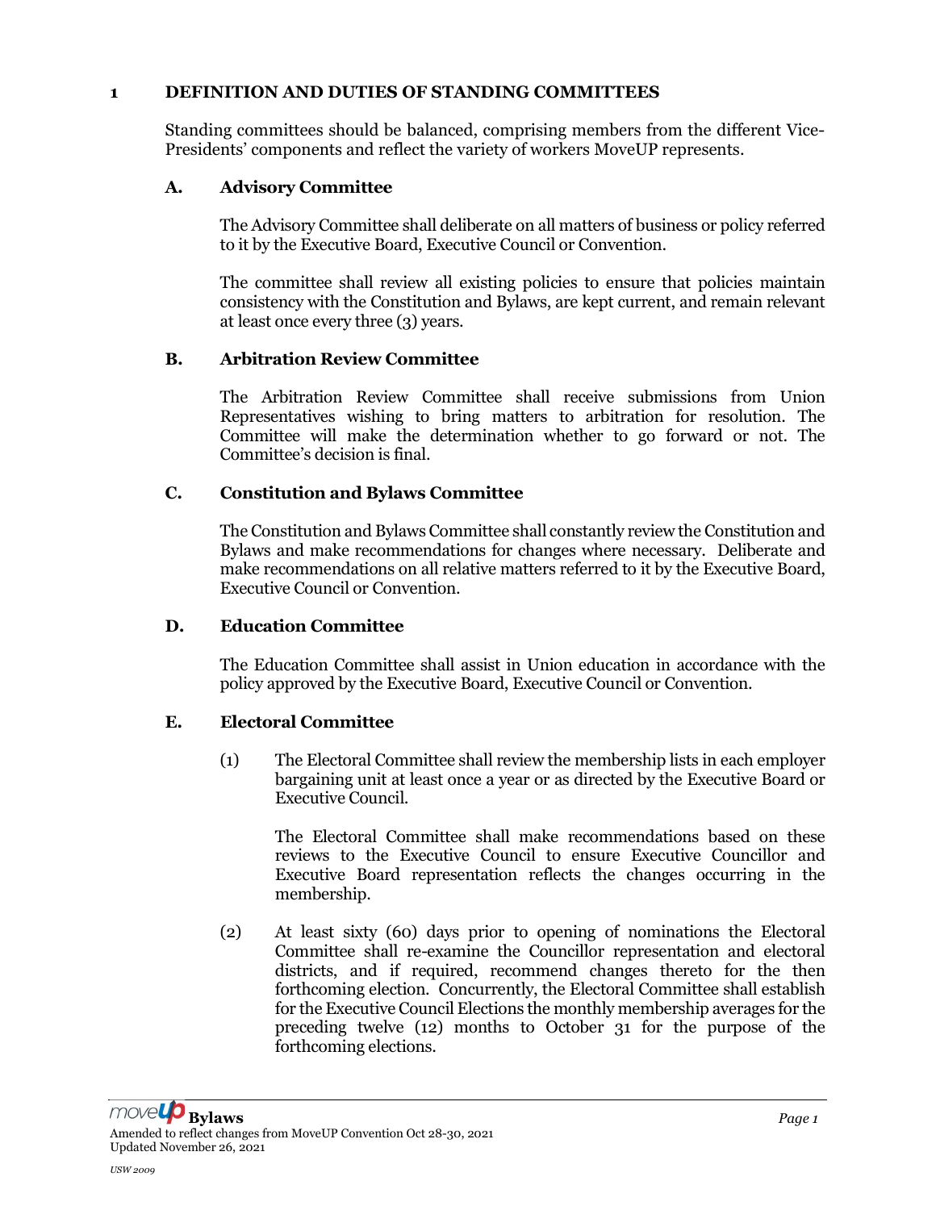## 1 DEFINITION AND DUTIES OF STANDING COMMITTEES

Standing committees should be balanced, comprising members from the different Vice-Presidents' components and reflect the variety of workers MoveUP represents.

### A. Advisory Committee

The Advisory Committee shall deliberate on all matters of business or policy referred to it by the Executive Board, Executive Council or Convention.

The committee shall review all existing policies to ensure that policies maintain consistency with the Constitution and Bylaws, are kept current, and remain relevant at least once every three (3) years.

### B. Arbitration Review Committee

The Arbitration Review Committee shall receive submissions from Union Representatives wishing to bring matters to arbitration for resolution. The Committee will make the determination whether to go forward or not. The Committee's decision is final.

### C. Constitution and Bylaws Committee

The Constitution and Bylaws Committee shall constantly review the Constitution and Bylaws and make recommendations for changes where necessary. Deliberate and make recommendations on all relative matters referred to it by the Executive Board, Executive Council or Convention.

### D. Education Committee

The Education Committee shall assist in Union education in accordance with the policy approved by the Executive Board, Executive Council or Convention.

### E. Electoral Committee

(1) The Electoral Committee shall review the membership lists in each employer bargaining unit at least once a year or as directed by the Executive Board or Executive Council.

The Electoral Committee shall make recommendations based on these reviews to the Executive Council to ensure Executive Councillor and Executive Board representation reflects the changes occurring in the membership.

(2) At least sixty (60) days prior to opening of nominations the Electoral Committee shall re-examine the Councillor representation and electoral districts, and if required, recommend changes thereto for the then forthcoming election. Concurrently, the Electoral Committee shall establish for the Executive Council Elections the monthly membership averages for the preceding twelve (12) months to October 31 for the purpose of the forthcoming elections.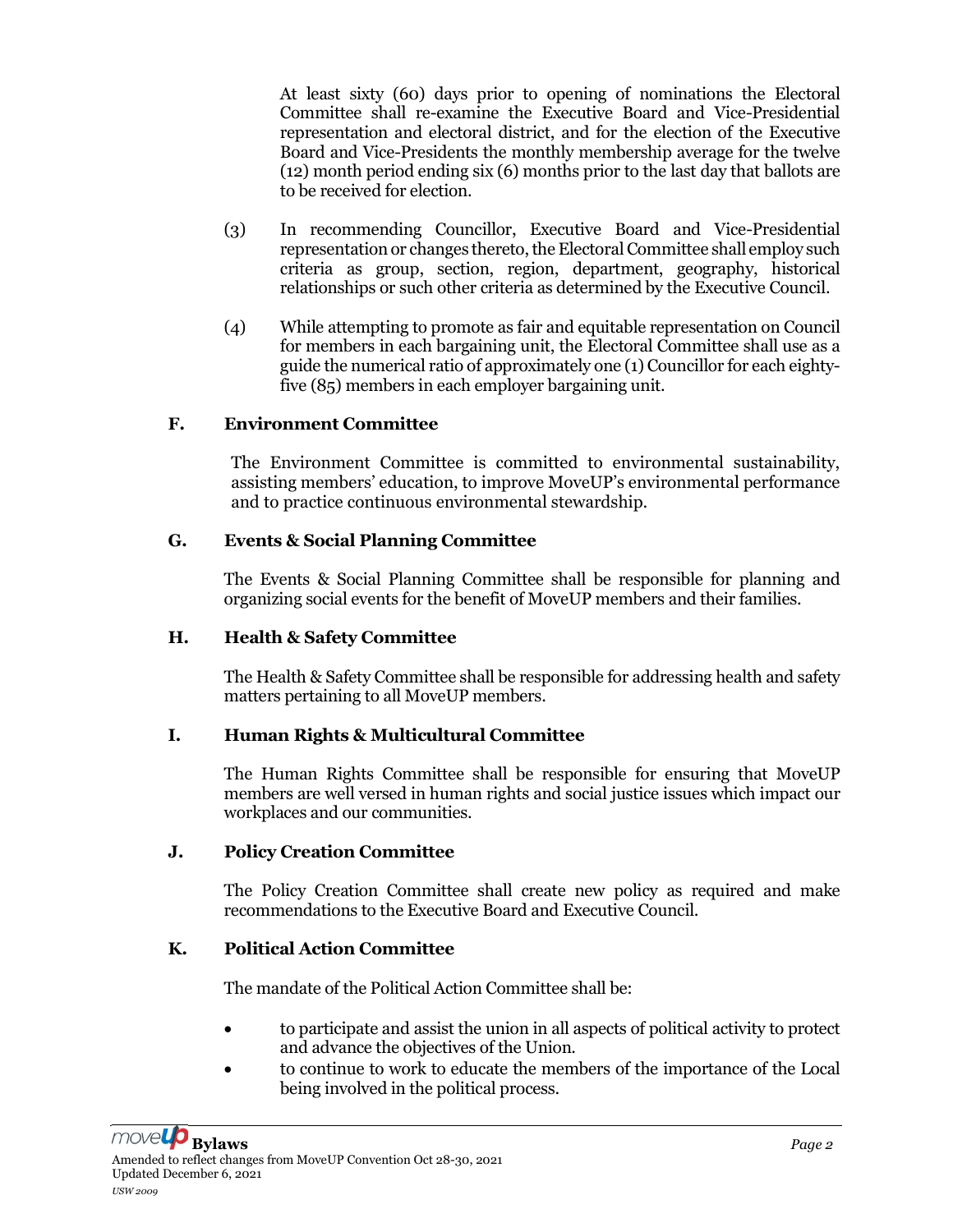At least sixty (60) days prior to opening of nominations the Electoral Committee shall re-examine the Executive Board and Vice-Presidential representation and electoral district, and for the election of the Executive Board and Vice-Presidents the monthly membership average for the twelve (12) month period ending six (6) months prior to the last day that ballots are to be received for election.

(3) In recommending Councillor, Executive Board and Vice-Presidential representation or changes thereto, the Electoral Committee shall employ such criteria as group, section, region, department, geography, historical relationships or such other criteria as determined by the Executive Council.

(4) While attempting to promote as fair and equitable representation on Council for members in each bargaining unit, the Electoral Committee shall use as a guide the numerical ratio of approximately one (1) Councillor for each eighty-five (85) members in each employer bargaining unit.

### F. Environment Committee

The Environment Committee is committed to environmental sustainability, assisting members' education, to improve MoveUP's environmental performance and to practice continuous environmental stewardship.

### G. Events & Social Planning Committee

The Events & Social Planning Committee shall be responsible for planning and organizing social events for the benefit of MoveUP members and their families.

### H. Health & Safety Committee

The Health & Safety Committee shall be responsible for addressing health and safety matters pertaining to all MoveUP members.

### I. Human Rights & Multicultural Committee

The Human Rights Committee shall be responsible for ensuring that MoveUP members are well versed in human rights and social justice issues which impact our workplaces and our communities.

### J. Policy Creation Committee

The Policy Creation Committee shall create new policy as required and make recommendations to the Executive Board and Executive Council.

### K. Political Action Committee

The mandate of the Political Action Committee shall be:

- to participate and assist the union in all aspects of political activity to protect and advance the objectives of the Union.
- to continue to work to educate the members of the importance of the Local being involved in the political process.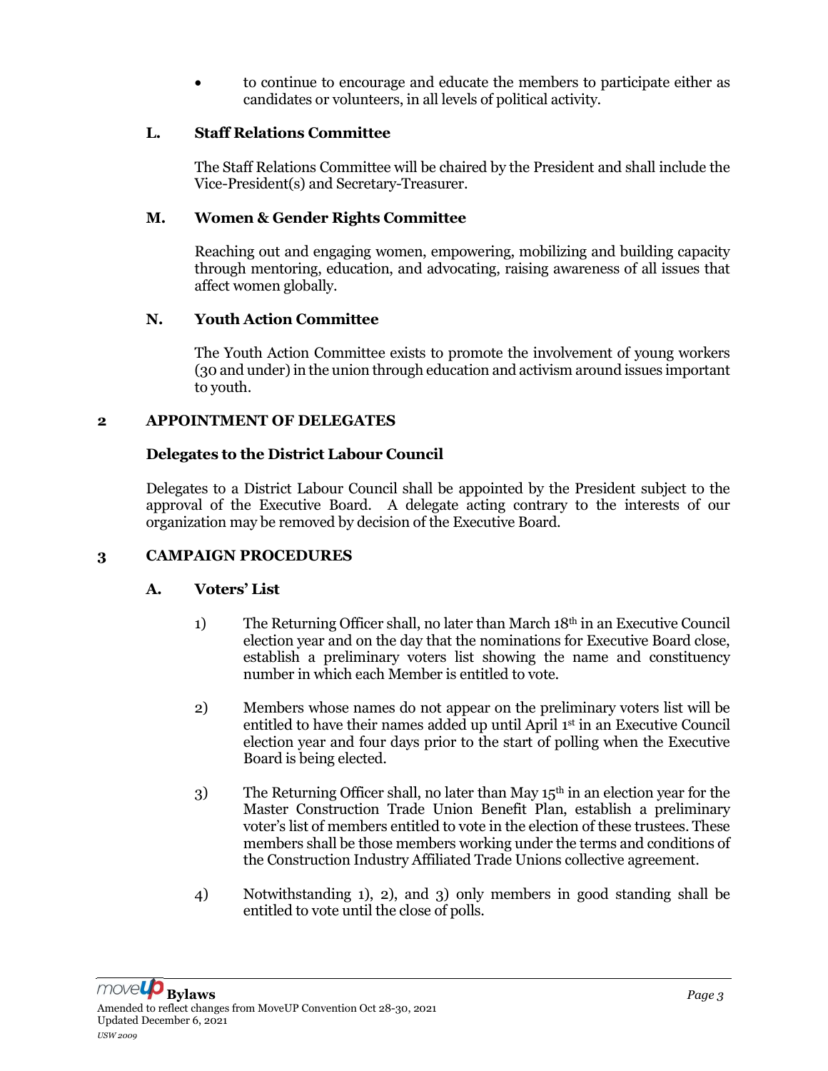- to continue to encourage and educate the members to participate either as candidates or volunteers, in all levels of political activity.

### L. Staff Relations Committee

The Staff Relations Committee will be chaired by the President and shall include the Vice-President(s) and Secretary-Treasurer.

### M. Women & Gender Rights Committee

Reaching out and engaging women, empowering, mobilizing and building capacity through mentoring, education, and advocating, raising awareness of all issues that affect women globally.

### N. Youth Action Committee

The Youth Action Committee exists to promote the involvement of young workers (30 and under) in the union through education and activism around issues important to youth.

## 2 APPOINTMENT OF DELEGATES

### Delegates to the District Labour Council

Delegates to a District Labour Council shall be appointed by the President subject to the approval of the Executive Board. A delegate acting contrary to the interests of our organization may be removed by decision of the Executive Board.

## 3 CAMPAIGN PROCEDURES

### A. Voters' List

1) The Returning Officer shall, no later than March 18th in an Executive Council election year and on the day that the nominations for Executive Board close, establish a preliminary voters list showing the name and constituency number in which each Member is entitled to vote.

2) Members whose names do not appear on the preliminary voters list will be entitled to have their names added up until April 1st in an Executive Council election year and four days prior to the start of polling when the Executive Board is being elected.

3) The Returning Officer shall, no later than May 15th in an election year for the Master Construction Trade Union Benefit Plan, establish a preliminary voter's list of members entitled to vote in the election of these trustees. These members shall be those members working under the terms and conditions of the Construction Industry Affiliated Trade Unions collective agreement.

4) Notwithstanding 1), 2), and 3) only members in good standing shall be entitled to vote until the close of polls.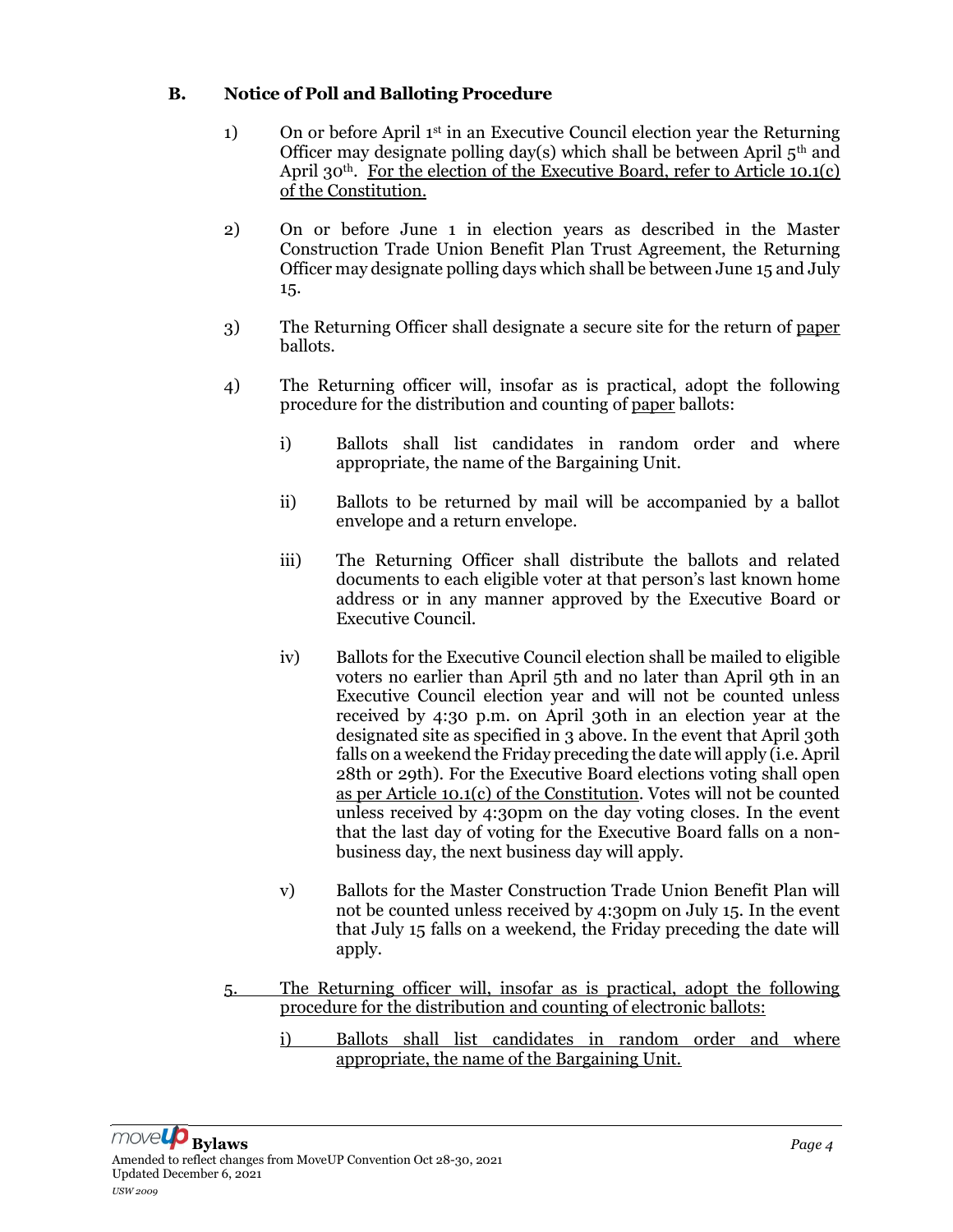### B. Notice of Poll and Balloting Procedure

1) On or before April 1st in an Executive Council election year the Returning Officer may designate polling day(s) which shall be between April 5th and April 30th. <u>For the election of the Executive Board, refer to Article 10.1(c) of the Constitution.</u>

2) On or before June 1 in election years as described in the Master Construction Trade Union Benefit Plan Trust Agreement, the Returning Officer may designate polling days which shall be between June 15 and July 15.

3) The Returning Officer shall designate a secure site for the return of <u>paper</u> ballots.

4) The Returning officer will, insofar as is practical, adopt the following procedure for the distribution and counting of <u>paper</u> ballots:

   i) Ballots shall list candidates in random order and where appropriate, the name of the Bargaining Unit.

   ii) Ballots to be returned by mail will be accompanied by a ballot envelope and a return envelope.

   iii) The Returning Officer shall distribute the ballots and related documents to each eligible voter at that person's last known home address or in any manner approved by the Executive Board or Executive Council.

   iv) Ballots for the Executive Council election shall be mailed to eligible voters no earlier than April 5th and no later than April 9th in an Executive Council election year and will not be counted unless received by 4:30 p.m. on April 30th in an election year at the designated site as specified in 3 above. In the event that April 30th falls on a weekend the Friday preceding the date will apply (i.e. April 28th or 29th). For the Executive Board elections voting shall open <u>as per Article 10.1(c) of the Constitution</u>. Votes will not be counted unless received by 4:30pm on the day voting closes. In the event that the last day of voting for the Executive Board falls on a non-business day, the next business day will apply.

   v) Ballots for the Master Construction Trade Union Benefit Plan will not be counted unless received by 4:30pm on July 15. In the event that July 15 falls on a weekend, the Friday preceding the date will apply.

<u>5. The Returning officer will, insofar as is practical, adopt the following procedure for the distribution and counting of electronic ballots:</u>

   <u>i) Ballots shall list candidates in random order and where appropriate, the name of the Bargaining Unit.</u>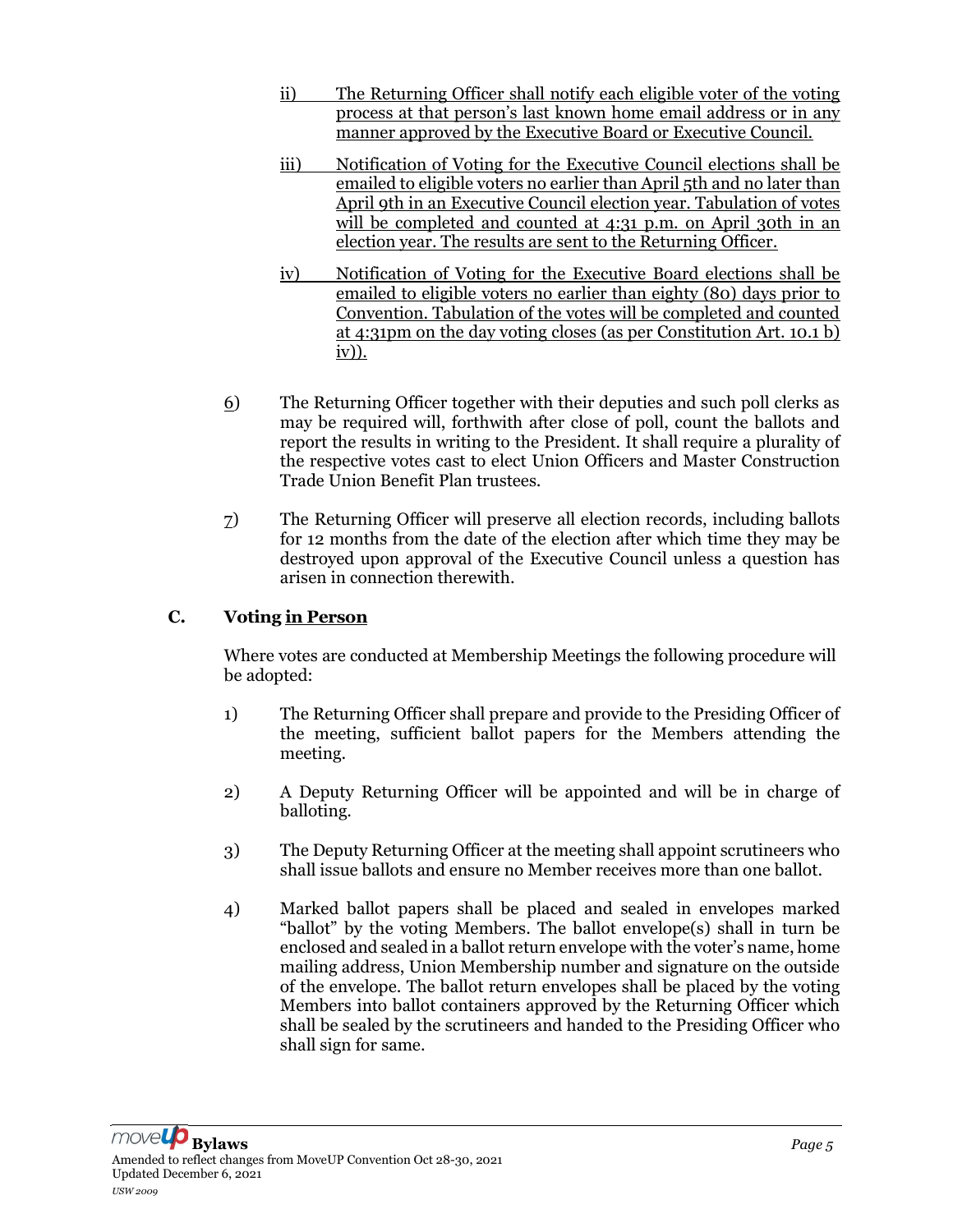ii) The Returning Officer shall notify each eligible voter of the voting process at that person's last known home email address or in any manner approved by the Executive Board or Executive Council.

iii) Notification of Voting for the Executive Council elections shall be emailed to eligible voters no earlier than April 5th and no later than April 9th in an Executive Council election year. Tabulation of votes will be completed and counted at 4:31 p.m. on April 30th in an election year. The results are sent to the Returning Officer.

iv) Notification of Voting for the Executive Board elections shall be emailed to eligible voters no earlier than eighty (80) days prior to Convention. Tabulation of the votes will be completed and counted at 4:31pm on the day voting closes (as per Constitution Art. 10.1 b) iv)).

6) The Returning Officer together with their deputies and such poll clerks as may be required will, forthwith after close of poll, count the ballots and report the results in writing to the President. It shall require a plurality of the respective votes cast to elect Union Officers and Master Construction Trade Union Benefit Plan trustees.

7) The Returning Officer will preserve all election records, including ballots for 12 months from the date of the election after which time they may be destroyed upon approval of the Executive Council unless a question has arisen in connection therewith.

### C. Voting in Person

Where votes are conducted at Membership Meetings the following procedure will be adopted:

1) The Returning Officer shall prepare and provide to the Presiding Officer of the meeting, sufficient ballot papers for the Members attending the meeting.

2) A Deputy Returning Officer will be appointed and will be in charge of balloting.

3) The Deputy Returning Officer at the meeting shall appoint scrutineers who shall issue ballots and ensure no Member receives more than one ballot.

4) Marked ballot papers shall be placed and sealed in envelopes marked "ballot" by the voting Members. The ballot envelope(s) shall in turn be enclosed and sealed in a ballot return envelope with the voter's name, home mailing address, Union Membership number and signature on the outside of the envelope. The ballot return envelopes shall be placed by the voting Members into ballot containers approved by the Returning Officer which shall be sealed by the scrutineers and handed to the Presiding Officer who shall sign for same.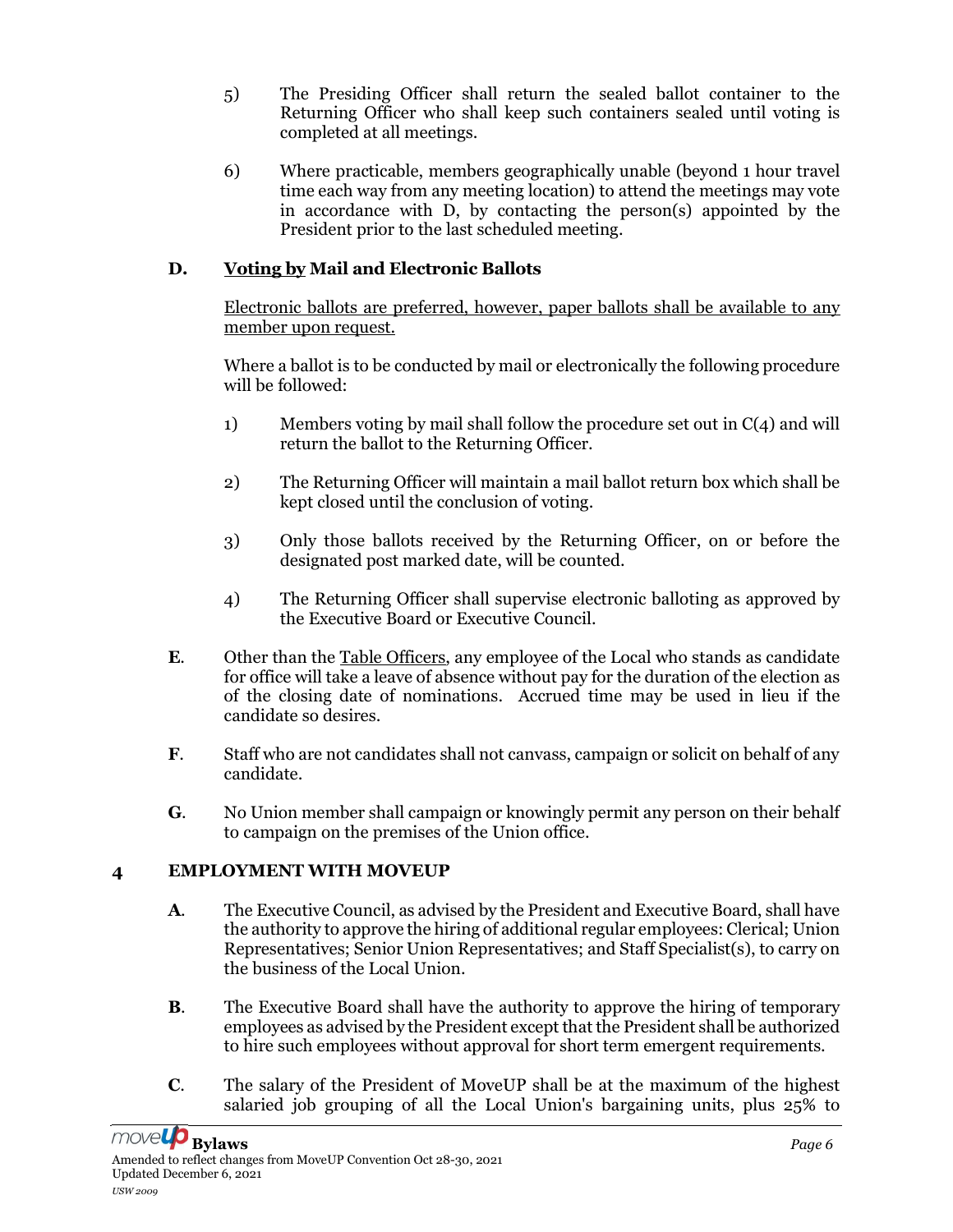5) The Presiding Officer shall return the sealed ballot container to the Returning Officer who shall keep such containers sealed until voting is completed at all meetings.

6) Where practicable, members geographically unable (beyond 1 hour travel time each way from any meeting location) to attend the meetings may vote in accordance with D, by contacting the person(s) appointed by the President prior to the last scheduled meeting.

### D. Voting by Mail and Electronic Ballots

Electronic ballots are preferred, however, paper ballots shall be available to any member upon request.

Where a ballot is to be conducted by mail or electronically the following procedure will be followed:

1) Members voting by mail shall follow the procedure set out in C(4) and will return the ballot to the Returning Officer.

2) The Returning Officer will maintain a mail ballot return box which shall be kept closed until the conclusion of voting.

3) Only those ballots received by the Returning Officer, on or before the designated post marked date, will be counted.

4) The Returning Officer shall supervise electronic balloting as approved by the Executive Board or Executive Council.

**E**. Other than the Table Officers, any employee of the Local who stands as candidate for office will take a leave of absence without pay for the duration of the election as of the closing date of nominations. Accrued time may be used in lieu if the candidate so desires.

**F**. Staff who are not candidates shall not canvass, campaign or solicit on behalf of any candidate.

**G**. No Union member shall campaign or knowingly permit any person on their behalf to campaign on the premises of the Union office.

## 4 EMPLOYMENT WITH MOVEUP

**A**. The Executive Council, as advised by the President and Executive Board, shall have the authority to approve the hiring of additional regular employees: Clerical; Union Representatives; Senior Union Representatives; and Staff Specialist(s), to carry on the business of the Local Union.

**B**. The Executive Board shall have the authority to approve the hiring of temporary employees as advised by the President except that the President shall be authorized to hire such employees without approval for short term emergent requirements.

**C**. The salary of the President of MoveUP shall be at the maximum of the highest salaried job grouping of all the Local Union's bargaining units, plus 25% to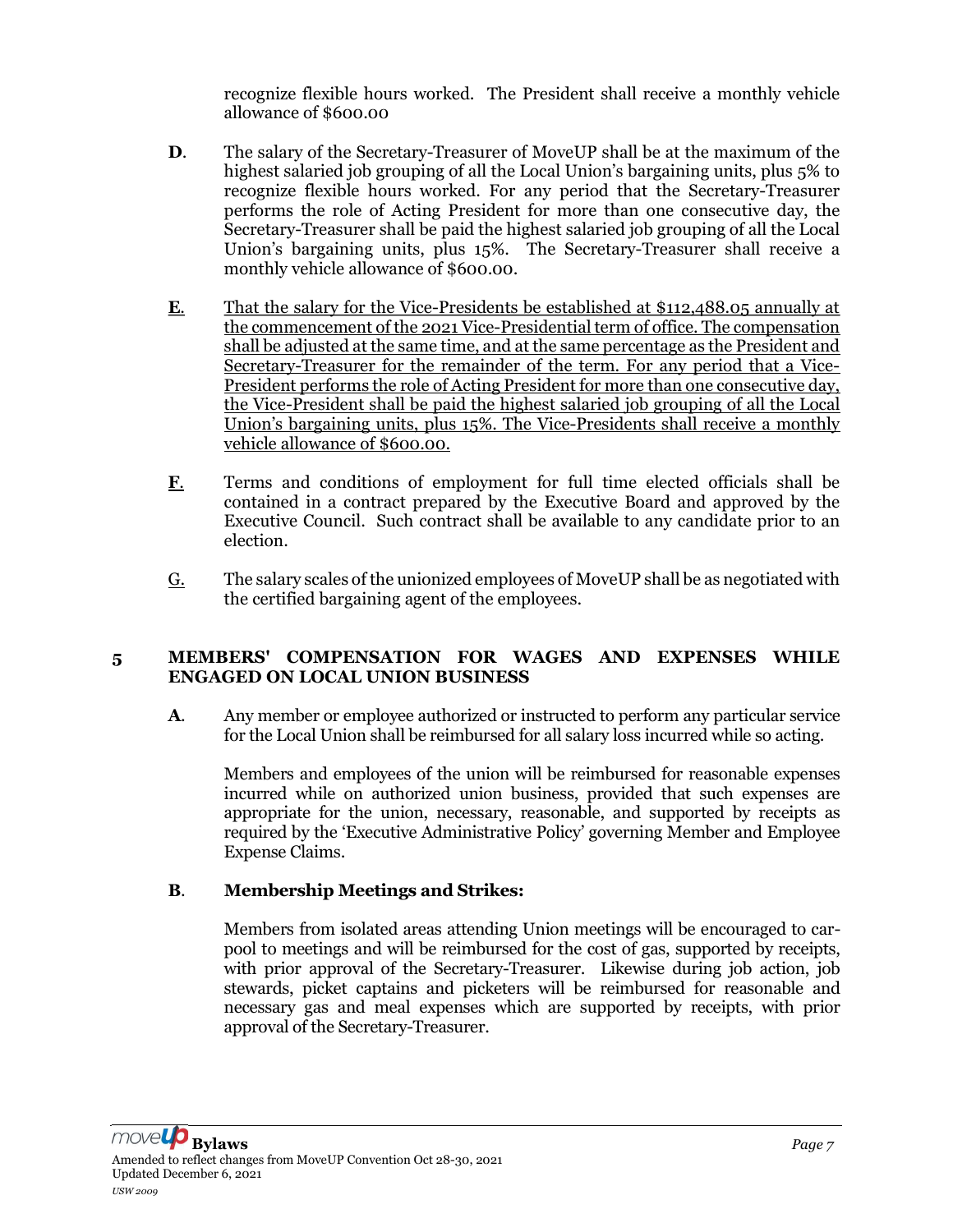recognize flexible hours worked. The President shall receive a monthly vehicle allowance of $600.00

**D**. The salary of the Secretary-Treasurer of MoveUP shall be at the maximum of the highest salaried job grouping of all the Local Union's bargaining units, plus 5% to recognize flexible hours worked. For any period that the Secretary-Treasurer performs the role of Acting President for more than one consecutive day, the Secretary-Treasurer shall be paid the highest salaried job grouping of all the Local Union's bargaining units, plus 15%. The Secretary-Treasurer shall receive a monthly vehicle allowance of $600.00.

<u>**E**.</u> <u>That the salary for the Vice-Presidents be established at $112,488.05 annually at the commencement of the 2021 Vice-Presidential term of office. The compensation shall be adjusted at the same time, and at the same percentage as the President and Secretary-Treasurer for the remainder of the term. For any period that a Vice-President performs the role of Acting President for more than one consecutive day, the Vice-President shall be paid the highest salaried job grouping of all the Local Union's bargaining units, plus 15%. The Vice-Presidents shall receive a monthly vehicle allowance of $600.00.</u>

<u>**F**.</u> Terms and conditions of employment for full time elected officials shall be contained in a contract prepared by the Executive Board and approved by the Executive Council. Such contract shall be available to any candidate prior to an election.

<u>G.</u> The salary scales of the unionized employees of MoveUP shall be as negotiated with the certified bargaining agent of the employees.

## 5 MEMBERS' COMPENSATION FOR WAGES AND EXPENSES WHILE ENGAGED ON LOCAL UNION BUSINESS

**A**. Any member or employee authorized or instructed to perform any particular service for the Local Union shall be reimbursed for all salary loss incurred while so acting.

Members and employees of the union will be reimbursed for reasonable expenses incurred while on authorized union business, provided that such expenses are appropriate for the union, necessary, reasonable, and supported by receipts as required by the 'Executive Administrative Policy' governing Member and Employee Expense Claims.

**B**. **Membership Meetings and Strikes:**

Members from isolated areas attending Union meetings will be encouraged to car-pool to meetings and will be reimbursed for the cost of gas, supported by receipts, with prior approval of the Secretary-Treasurer. Likewise during job action, job stewards, picket captains and picketers will be reimbursed for reasonable and necessary gas and meal expenses which are supported by receipts, with prior approval of the Secretary-Treasurer.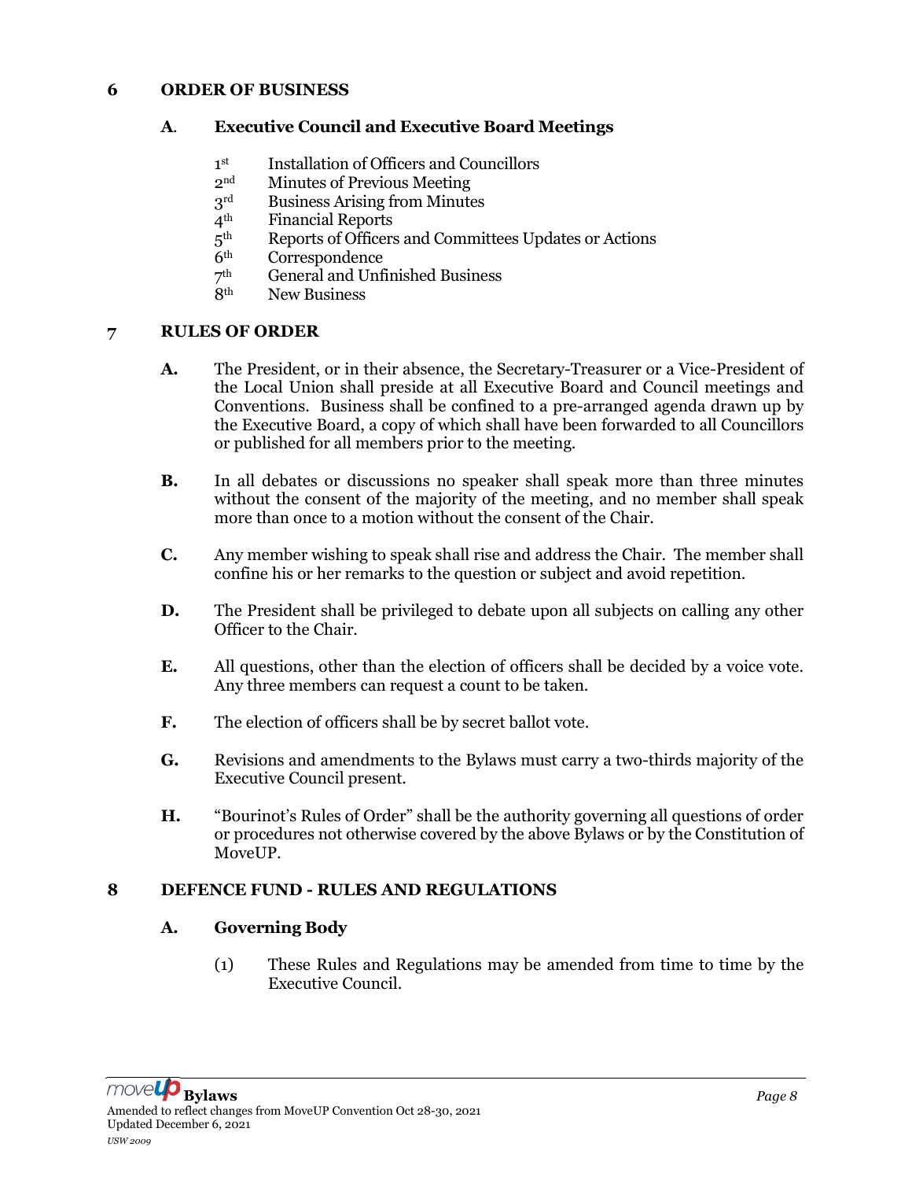## 6 ORDER OF BUSINESS

### A. Executive Council and Executive Board Meetings

1st Installation of Officers and Councillors
2nd Minutes of Previous Meeting
3rd Business Arising from Minutes
4th Financial Reports
5th Reports of Officers and Committees Updates or Actions
6th Correspondence
7th General and Unfinished Business
8th New Business

## 7 RULES OF ORDER

**A.** The President, or in their absence, the Secretary-Treasurer or a Vice-President of the Local Union shall preside at all Executive Board and Council meetings and Conventions. Business shall be confined to a pre-arranged agenda drawn up by the Executive Board, a copy of which shall have been forwarded to all Councillors or published for all members prior to the meeting.

**B.** In all debates or discussions no speaker shall speak more than three minutes without the consent of the majority of the meeting, and no member shall speak more than once to a motion without the consent of the Chair.

**C.** Any member wishing to speak shall rise and address the Chair. The member shall confine his or her remarks to the question or subject and avoid repetition.

**D.** The President shall be privileged to debate upon all subjects on calling any other Officer to the Chair.

**E.** All questions, other than the election of officers shall be decided by a voice vote. Any three members can request a count to be taken.

**F.** The election of officers shall be by secret ballot vote.

**G.** Revisions and amendments to the Bylaws must carry a two-thirds majority of the Executive Council present.

**H.** "Bourinot's Rules of Order" shall be the authority governing all questions of order or procedures not otherwise covered by the above Bylaws or by the Constitution of MoveUP.

## 8 DEFENCE FUND - RULES AND REGULATIONS

### A. Governing Body

(1) These Rules and Regulations may be amended from time to time by the Executive Council.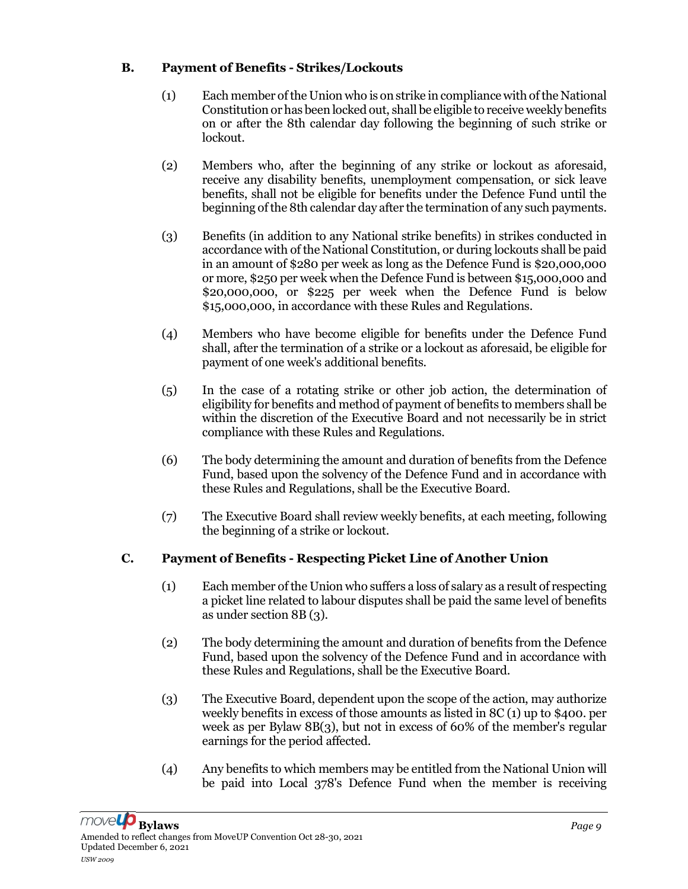## B. Payment of Benefits - Strikes/Lockouts

(1) Each member of the Union who is on strike in compliance with of the National Constitution or has been locked out, shall be eligible to receive weekly benefits on or after the 8th calendar day following the beginning of such strike or lockout.

(2) Members who, after the beginning of any strike or lockout as aforesaid, receive any disability benefits, unemployment compensation, or sick leave benefits, shall not be eligible for benefits under the Defence Fund until the beginning of the 8th calendar day after the termination of any such payments.

(3) Benefits (in addition to any National strike benefits) in strikes conducted in accordance with of the National Constitution, or during lockouts shall be paid in an amount of $280 per week as long as the Defence Fund is $20,000,000 or more, $250 per week when the Defence Fund is between $15,000,000 and $20,000,000, or $225 per week when the Defence Fund is below $15,000,000, in accordance with these Rules and Regulations.

(4) Members who have become eligible for benefits under the Defence Fund shall, after the termination of a strike or a lockout as aforesaid, be eligible for payment of one week's additional benefits.

(5) In the case of a rotating strike or other job action, the determination of eligibility for benefits and method of payment of benefits to members shall be within the discretion of the Executive Board and not necessarily be in strict compliance with these Rules and Regulations.

(6) The body determining the amount and duration of benefits from the Defence Fund, based upon the solvency of the Defence Fund and in accordance with these Rules and Regulations, shall be the Executive Board.

(7) The Executive Board shall review weekly benefits, at each meeting, following the beginning of a strike or lockout.

## C. Payment of Benefits - Respecting Picket Line of Another Union

(1) Each member of the Union who suffers a loss of salary as a result of respecting a picket line related to labour disputes shall be paid the same level of benefits as under section 8B (3).

(2) The body determining the amount and duration of benefits from the Defence Fund, based upon the solvency of the Defence Fund and in accordance with these Rules and Regulations, shall be the Executive Board.

(3) The Executive Board, dependent upon the scope of the action, may authorize weekly benefits in excess of those amounts as listed in 8C (1) up to $400. per week as per Bylaw 8B(3), but not in excess of 60% of the member's regular earnings for the period affected.

(4) Any benefits to which members may be entitled from the National Union will be paid into Local 378's Defence Fund when the member is receiving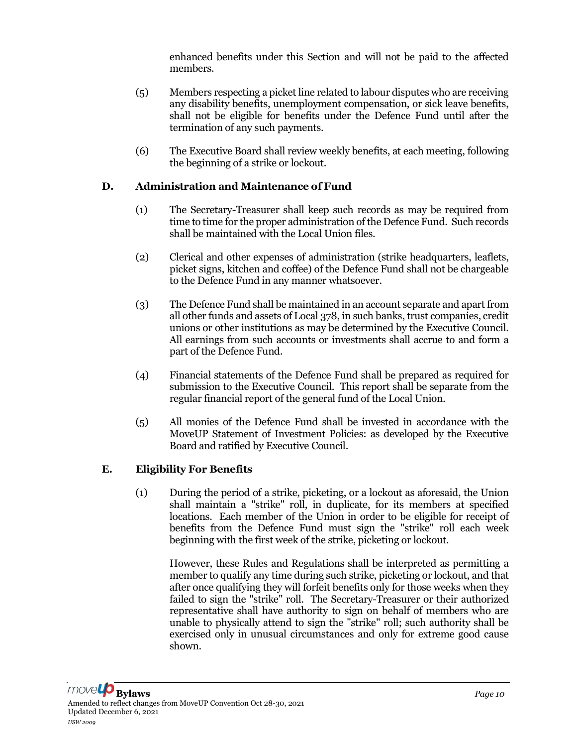enhanced benefits under this Section and will not be paid to the affected members.

(5) Members respecting a picket line related to labour disputes who are receiving any disability benefits, unemployment compensation, or sick leave benefits, shall not be eligible for benefits under the Defence Fund until after the termination of any such payments.

(6) The Executive Board shall review weekly benefits, at each meeting, following the beginning of a strike or lockout.

### D. Administration and Maintenance of Fund

(1) The Secretary-Treasurer shall keep such records as may be required from time to time for the proper administration of the Defence Fund. Such records shall be maintained with the Local Union files.

(2) Clerical and other expenses of administration (strike headquarters, leaflets, picket signs, kitchen and coffee) of the Defence Fund shall not be chargeable to the Defence Fund in any manner whatsoever.

(3) The Defence Fund shall be maintained in an account separate and apart from all other funds and assets of Local 378, in such banks, trust companies, credit unions or other institutions as may be determined by the Executive Council. All earnings from such accounts or investments shall accrue to and form a part of the Defence Fund.

(4) Financial statements of the Defence Fund shall be prepared as required for submission to the Executive Council. This report shall be separate from the regular financial report of the general fund of the Local Union.

(5) All monies of the Defence Fund shall be invested in accordance with the MoveUP Statement of Investment Policies: as developed by the Executive Board and ratified by Executive Council.

### E. Eligibility For Benefits

(1) During the period of a strike, picketing, or a lockout as aforesaid, the Union shall maintain a "strike" roll, in duplicate, for its members at specified locations. Each member of the Union in order to be eligible for receipt of benefits from the Defence Fund must sign the "strike" roll each week beginning with the first week of the strike, picketing or lockout.

However, these Rules and Regulations shall be interpreted as permitting a member to qualify any time during such strike, picketing or lockout, and that after once qualifying they will forfeit benefits only for those weeks when they failed to sign the "strike" roll. The Secretary-Treasurer or their authorized representative shall have authority to sign on behalf of members who are unable to physically attend to sign the "strike" roll; such authority shall be exercised only in unusual circumstances and only for extreme good cause shown.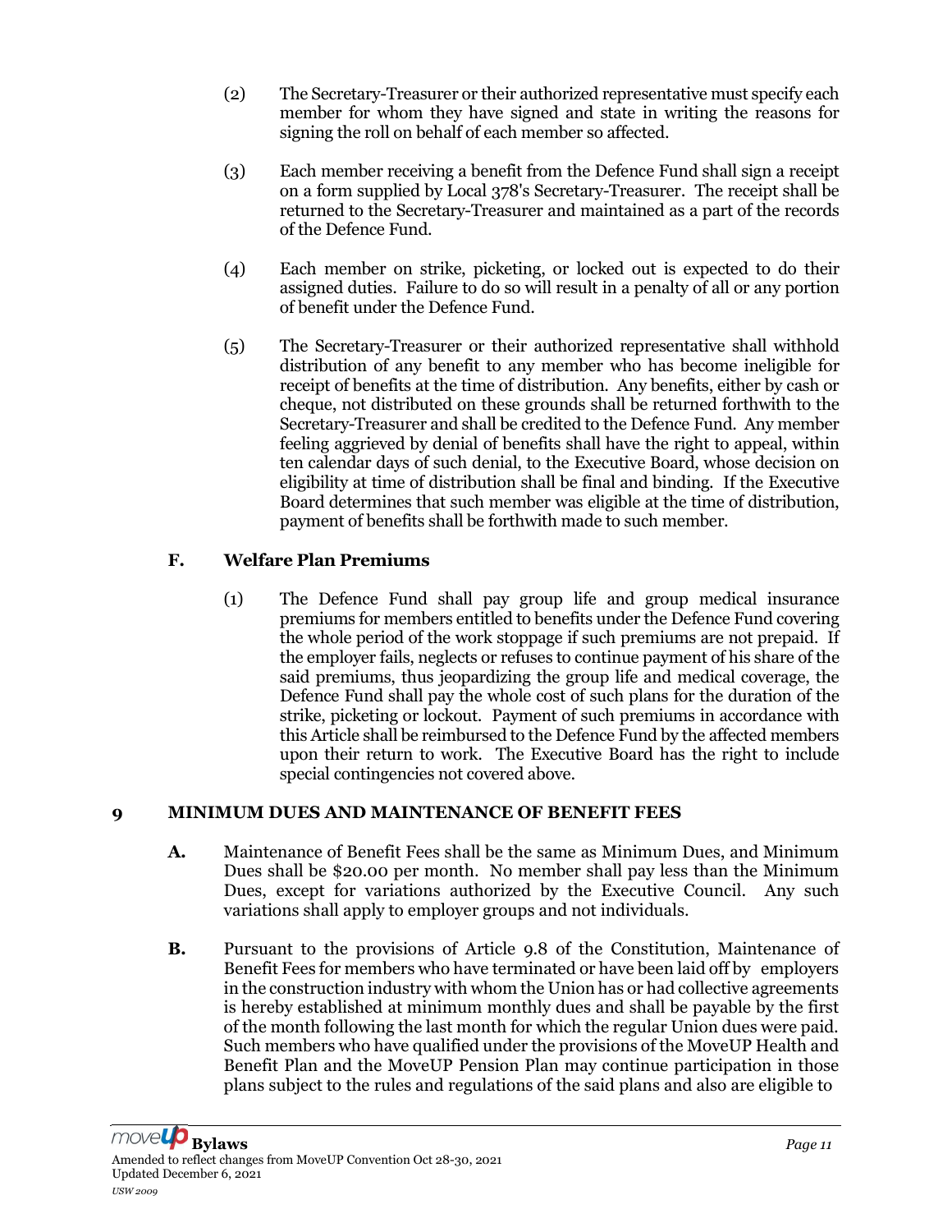(2) The Secretary-Treasurer or their authorized representative must specify each member for whom they have signed and state in writing the reasons for signing the roll on behalf of each member so affected.

(3) Each member receiving a benefit from the Defence Fund shall sign a receipt on a form supplied by Local 378's Secretary-Treasurer. The receipt shall be returned to the Secretary-Treasurer and maintained as a part of the records of the Defence Fund.

(4) Each member on strike, picketing, or locked out is expected to do their assigned duties. Failure to do so will result in a penalty of all or any portion of benefit under the Defence Fund.

(5) The Secretary-Treasurer or their authorized representative shall withhold distribution of any benefit to any member who has become ineligible for receipt of benefits at the time of distribution. Any benefits, either by cash or cheque, not distributed on these grounds shall be returned forthwith to the Secretary-Treasurer and shall be credited to the Defence Fund. Any member feeling aggrieved by denial of benefits shall have the right to appeal, within ten calendar days of such denial, to the Executive Board, whose decision on eligibility at time of distribution shall be final and binding. If the Executive Board determines that such member was eligible at the time of distribution, payment of benefits shall be forthwith made to such member.

### F. Welfare Plan Premiums

(1) The Defence Fund shall pay group life and group medical insurance premiums for members entitled to benefits under the Defence Fund covering the whole period of the work stoppage if such premiums are not prepaid. If the employer fails, neglects or refuses to continue payment of his share of the said premiums, thus jeopardizing the group life and medical coverage, the Defence Fund shall pay the whole cost of such plans for the duration of the strike, picketing or lockout. Payment of such premiums in accordance with this Article shall be reimbursed to the Defence Fund by the affected members upon their return to work. The Executive Board has the right to include special contingencies not covered above.

## 9 MINIMUM DUES AND MAINTENANCE OF BENEFIT FEES

**A.** Maintenance of Benefit Fees shall be the same as Minimum Dues, and Minimum Dues shall be $20.00 per month. No member shall pay less than the Minimum Dues, except for variations authorized by the Executive Council. Any such variations shall apply to employer groups and not individuals.

**B.** Pursuant to the provisions of Article 9.8 of the Constitution, Maintenance of Benefit Fees for members who have terminated or have been laid off by employers in the construction industry with whom the Union has or had collective agreements is hereby established at minimum monthly dues and shall be payable by the first of the month following the last month for which the regular Union dues were paid. Such members who have qualified under the provisions of the MoveUP Health and Benefit Plan and the MoveUP Pension Plan may continue participation in those plans subject to the rules and regulations of the said plans and also are eligible to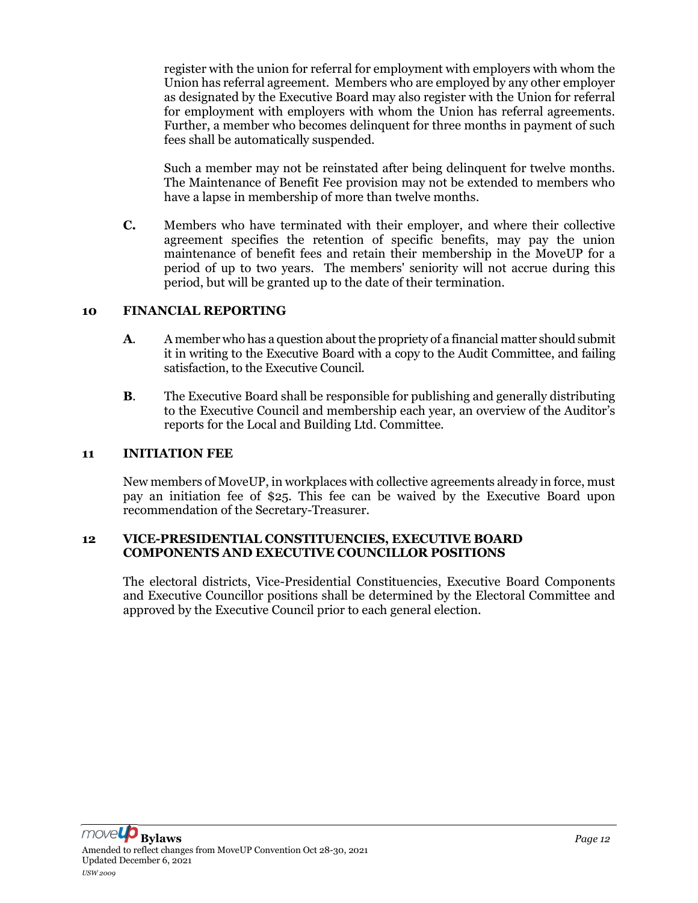register with the union for referral for employment with employers with whom the Union has referral agreement. Members who are employed by any other employer as designated by the Executive Board may also register with the Union for referral for employment with employers with whom the Union has referral agreements. Further, a member who becomes delinquent for three months in payment of such fees shall be automatically suspended.

Such a member may not be reinstated after being delinquent for twelve months. The Maintenance of Benefit Fee provision may not be extended to members who have a lapse in membership of more than twelve months.

**C.** Members who have terminated with their employer, and where their collective agreement specifies the retention of specific benefits, may pay the union maintenance of benefit fees and retain their membership in the MoveUP for a period of up to two years. The members' seniority will not accrue during this period, but will be granted up to the date of their termination.

## 10 FINANCIAL REPORTING

**A.** A member who has a question about the propriety of a financial matter should submit it in writing to the Executive Board with a copy to the Audit Committee, and failing satisfaction, to the Executive Council.

**B.** The Executive Board shall be responsible for publishing and generally distributing to the Executive Council and membership each year, an overview of the Auditor's reports for the Local and Building Ltd. Committee.

## 11 INITIATION FEE

New members of MoveUP, in workplaces with collective agreements already in force, must pay an initiation fee of $25. This fee can be waived by the Executive Board upon recommendation of the Secretary-Treasurer.

## 12 VICE-PRESIDENTIAL CONSTITUENCIES, EXECUTIVE BOARD COMPONENTS AND EXECUTIVE COUNCILLOR POSITIONS

The electoral districts, Vice-Presidential Constituencies, Executive Board Components and Executive Councillor positions shall be determined by the Electoral Committee and approved by the Executive Council prior to each general election.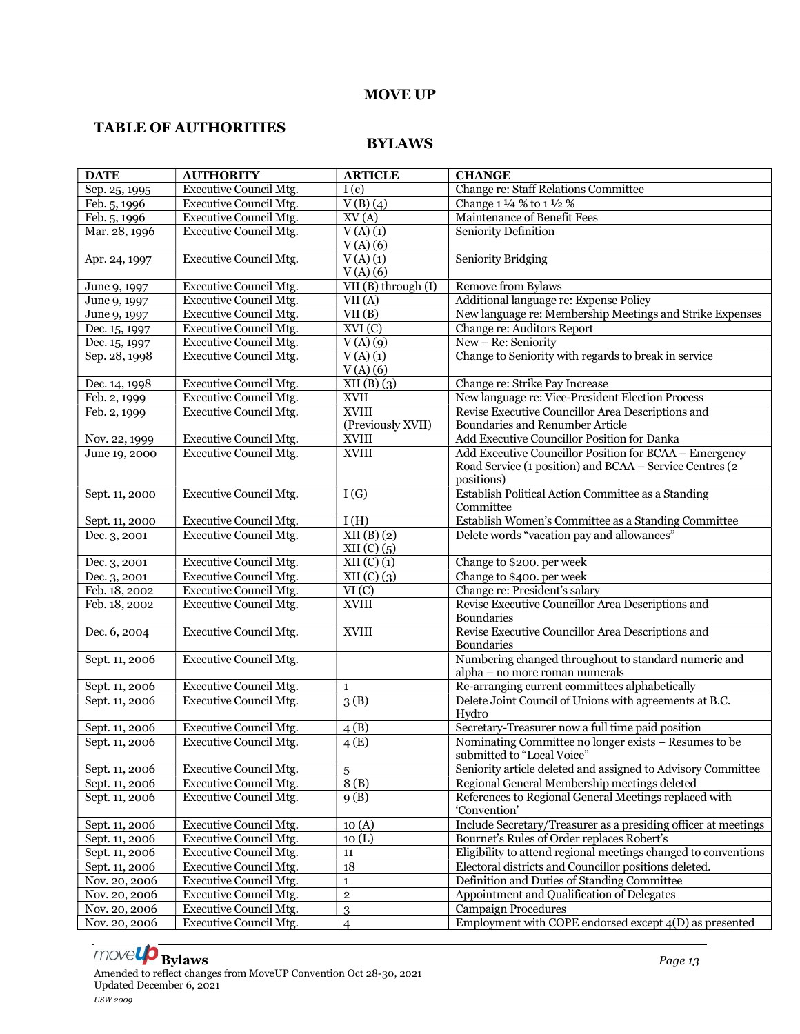## MOVE UP

### TABLE OF AUTHORITIES

### BYLAWS

| DATE | AUTHORITY | ARTICLE | CHANGE |
|---|---|---|---|
| Sep. 25, 1995 | Executive Council Mtg. | I (c) | Change re: Staff Relations Committee |
| Feb. 5, 1996 | Executive Council Mtg. | V (B) (4) | Change 1 ¼ % to 1 ½ % |
| Feb. 5, 1996 | Executive Council Mtg. | XV (A) | Maintenance of Benefit Fees |
| Mar. 28, 1996 | Executive Council Mtg. | V (A) (1)<br>V (A) (6) | Seniority Definition |
| Apr. 24, 1997 | Executive Council Mtg. | V (A) (1)<br>V (A) (6) | Seniority Bridging |
| June 9, 1997 | Executive Council Mtg. | VII (B) through (I) | Remove from Bylaws |
| June 9, 1997 | Executive Council Mtg. | VII (A) | Additional language re: Expense Policy |
| June 9, 1997 | Executive Council Mtg. | VII (B) | New language re: Membership Meetings and Strike Expenses |
| Dec. 15, 1997 | Executive Council Mtg. | XVI (C) | Change re: Auditors Report |
| Dec. 15, 1997 | Executive Council Mtg. | V (A) (9) | New – Re: Seniority |
| Sep. 28, 1998 | Executive Council Mtg. | V (A) (1)<br>V (A) (6) | Change to Seniority with regards to break in service |
| Dec. 14, 1998 | Executive Council Mtg. | XII (B) (3) | Change re: Strike Pay Increase |
| Feb. 2, 1999 | Executive Council Mtg. | XVII | New language re: Vice-President Election Process |
| Feb. 2, 1999 | Executive Council Mtg. | XVIII<br>(Previously XVII) | Revise Executive Councillor Area Descriptions and Boundaries and Renumber Article |
| Nov. 22, 1999 | Executive Council Mtg. | XVIII | Add Executive Councillor Position for Danka |
| June 19, 2000 | Executive Council Mtg. | XVIII | Add Executive Councillor Position for BCAA – Emergency Road Service (1 position) and BCAA – Service Centres (2 positions) |
| Sept. 11, 2000 | Executive Council Mtg. | I (G) | Establish Political Action Committee as a Standing Committee |
| Sept. 11, 2000 | Executive Council Mtg. | I (H) | Establish Women's Committee as a Standing Committee |
| Dec. 3, 2001 | Executive Council Mtg. | XII (B) (2)<br>XII (C) (5) | Delete words "vacation pay and allowances" |
| Dec. 3, 2001 | Executive Council Mtg. | XII (C) (1) | Change to $200. per week |
| Dec. 3, 2001 | Executive Council Mtg. | XII (C) (3) | Change to $400. per week |
| Feb. 18, 2002 | Executive Council Mtg. | VI (C) | Change re: President's salary |
| Feb. 18, 2002 | Executive Council Mtg. | XVIII | Revise Executive Councillor Area Descriptions and Boundaries |
| Dec. 6, 2004 | Executive Council Mtg. | XVIII | Revise Executive Councillor Area Descriptions and Boundaries |
| Sept. 11, 2006 | Executive Council Mtg. | | Numbering changed throughout to standard numeric and alpha – no more roman numerals |
| Sept. 11, 2006 | Executive Council Mtg. | 1 | Re-arranging current committees alphabetically |
| Sept. 11, 2006 | Executive Council Mtg. | 3 (B) | Delete Joint Council of Unions with agreements at B.C. Hydro |
| Sept. 11, 2006 | Executive Council Mtg. | 4 (B) | Secretary-Treasurer now a full time paid position |
| Sept. 11, 2006 | Executive Council Mtg. | 4 (E) | Nominating Committee no longer exists – Resumes to be submitted to "Local Voice" |
| Sept. 11, 2006 | Executive Council Mtg. | 5 | Seniority article deleted and assigned to Advisory Committee |
| Sept. 11, 2006 | Executive Council Mtg. | 8 (B) | Regional General Membership meetings deleted |
| Sept. 11, 2006 | Executive Council Mtg. | 9 (B) | References to Regional General Meetings replaced with 'Convention' |
| Sept. 11, 2006 | Executive Council Mtg. | 10 (A) | Include Secretary/Treasurer as a presiding officer at meetings |
| Sept. 11, 2006 | Executive Council Mtg. | 10 (L) | Bournet's Rules of Order replaces Robert's |
| Sept. 11, 2006 | Executive Council Mtg. | 11 | Eligibility to attend regional meetings changed to conventions |
| Sept. 11, 2006 | Executive Council Mtg. | 18 | Electoral districts and Councillor positions deleted. |
| Nov. 20, 2006 | Executive Council Mtg. | 1 | Definition and Duties of Standing Committee |
| Nov. 20, 2006 | Executive Council Mtg. | 2 | Appointment and Qualification of Delegates |
| Nov. 20, 2006 | Executive Council Mtg. | 3 | Campaign Procedures |
| Nov. 20, 2006 | Executive Council Mtg. | 4 | Employment with COPE endorsed except 4(D) as presented |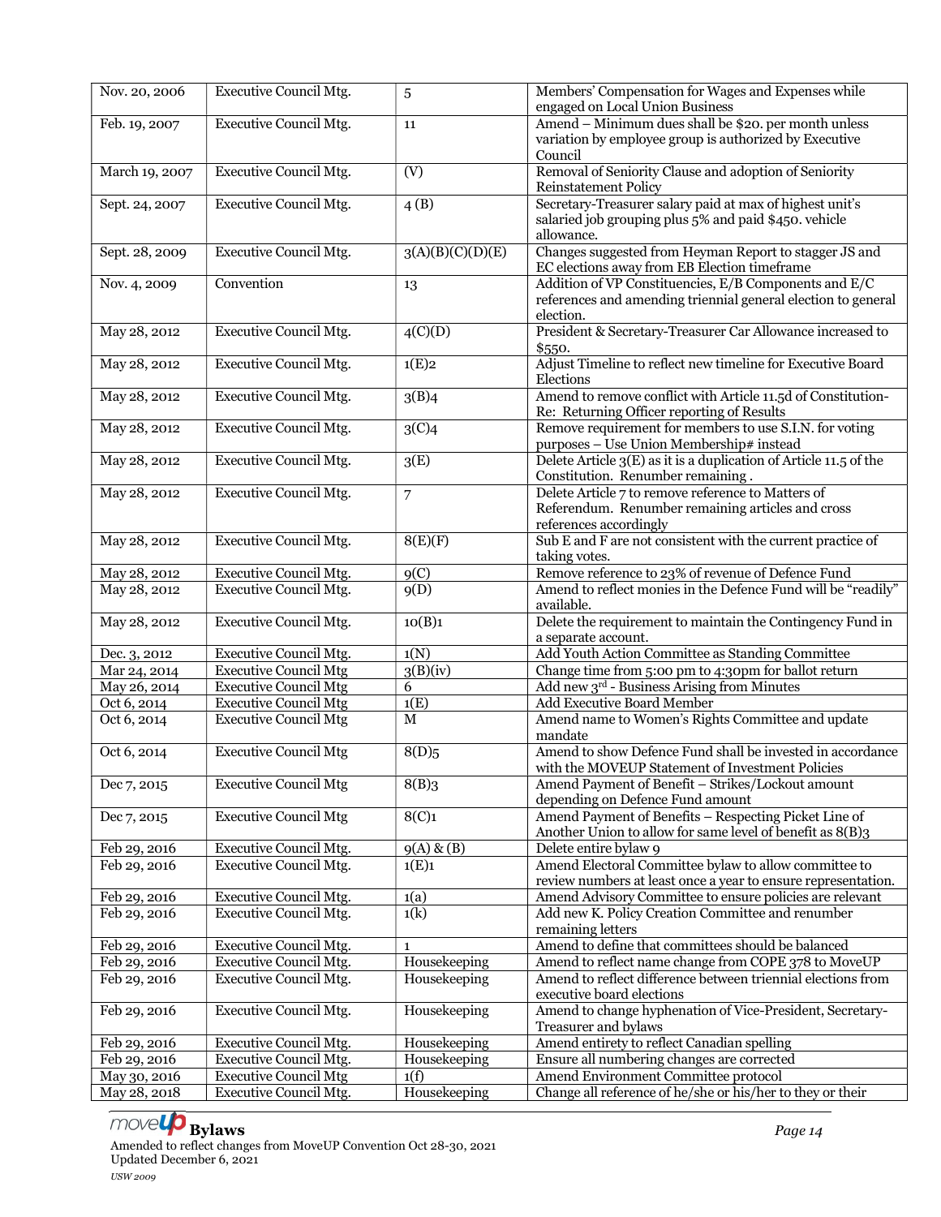| Nov. 20, 2006 | Executive Council Mtg. | 5 | Members' Compensation for Wages and Expenses while engaged on Local Union Business |
|---|---|---|---|
| Feb. 19, 2007 | Executive Council Mtg. | 11 | Amend – Minimum dues shall be $20. per month unless variation by employee group is authorized by Executive Council |
| March 19, 2007 | Executive Council Mtg. | (V) | Removal of Seniority Clause and adoption of Seniority Reinstatement Policy |
| Sept. 24, 2007 | Executive Council Mtg. | 4 (B) | Secretary-Treasurer salary paid at max of highest unit's salaried job grouping plus 5% and paid $450. vehicle allowance. |
| Sept. 28, 2009 | Executive Council Mtg. | 3(A)(B)(C)(D)(E) | Changes suggested from Heyman Report to stagger JS and EC elections away from EB Election timeframe |
| Nov. 4, 2009 | Convention | 13 | Addition of VP Constituencies, E/B Components and E/C references and amending triennial general election to general election. |
| May 28, 2012 | Executive Council Mtg. | 4(C)(D) | President & Secretary-Treasurer Car Allowance increased to $550. |
| May 28, 2012 | Executive Council Mtg. | 1(E)2 | Adjust Timeline to reflect new timeline for Executive Board Elections |
| May 28, 2012 | Executive Council Mtg. | 3(B)4 | Amend to remove conflict with Article 11.5d of Constitution- Re: Returning Officer reporting of Results |
| May 28, 2012 | Executive Council Mtg. | 3(C)4 | Remove requirement for members to use S.I.N. for voting purposes – Use Union Membership# instead |
| May 28, 2012 | Executive Council Mtg. | 3(E) | Delete Article 3(E) as it is a duplication of Article 11.5 of the Constitution. Renumber remaining . |
| May 28, 2012 | Executive Council Mtg. | 7 | Delete Article 7 to remove reference to Matters of Referendum. Renumber remaining articles and cross references accordingly |
| May 28, 2012 | Executive Council Mtg. | 8(E)(F) | Sub E and F are not consistent with the current practice of taking votes. |
| May 28, 2012 | Executive Council Mtg. | 9(C) | Remove reference to 23% of revenue of Defence Fund |
| May 28, 2012 | Executive Council Mtg. | 9(D) | Amend to reflect monies in the Defence Fund will be "readily" available. |
| May 28, 2012 | Executive Council Mtg. | 10(B)1 | Delete the requirement to maintain the Contingency Fund in a separate account. |
| Dec. 3, 2012 | Executive Council Mtg. | 1(N) | Add Youth Action Committee as Standing Committee |
| Mar 24, 2014 | Executive Council Mtg | 3(B)(iv) | Change time from 5:00 pm to 4:30pm for ballot return |
| May 26, 2014 | Executive Council Mtg | 6 | Add new 3rd - Business Arising from Minutes |
| Oct 6, 2014 | Executive Council Mtg | 1(E) | Add Executive Board Member |
| Oct 6, 2014 | Executive Council Mtg | M | Amend name to Women's Rights Committee and update mandate |
| Oct 6, 2014 | Executive Council Mtg | 8(D)5 | Amend to show Defence Fund shall be invested in accordance with the MOVEUP Statement of Investment Policies |
| Dec 7, 2015 | Executive Council Mtg | 8(B)3 | Amend Payment of Benefit – Strikes/Lockout amount depending on Defence Fund amount |
| Dec 7, 2015 | Executive Council Mtg | 8(C)1 | Amend Payment of Benefits – Respecting Picket Line of Another Union to allow for same level of benefit as 8(B)3 |
| Feb 29, 2016 | Executive Council Mtg. | 9(A) & (B) | Delete entire bylaw 9 |
| Feb 29, 2016 | Executive Council Mtg. | 1(E)1 | Amend Electoral Committee bylaw to allow committee to review numbers at least once a year to ensure representation. |
| Feb 29, 2016 | Executive Council Mtg. | 1(a) | Amend Advisory Committee to ensure policies are relevant |
| Feb 29, 2016 | Executive Council Mtg. | 1(k) | Add new K. Policy Creation Committee and renumber remaining letters |
| Feb 29, 2016 | Executive Council Mtg. | 1 | Amend to define that committees should be balanced |
| Feb 29, 2016 | Executive Council Mtg. | Housekeeping | Amend to reflect name change from COPE 378 to MoveUP |
| Feb 29, 2016 | Executive Council Mtg. | Housekeeping | Amend to reflect difference between triennial elections from executive board elections |
| Feb 29, 2016 | Executive Council Mtg. | Housekeeping | Amend to change hyphenation of Vice-President, Secretary-Treasurer and bylaws |
| Feb 29, 2016 | Executive Council Mtg. | Housekeeping | Amend entirety to reflect Canadian spelling |
| Feb 29, 2016 | Executive Council Mtg. | Housekeeping | Ensure all numbering changes are corrected |
| May 30, 2016 | Executive Council Mtg | 1(f) | Amend Environment Committee protocol |
| May 28, 2018 | Executive Council Mtg. | Housekeeping | Change all reference of he/she or his/her to they or their |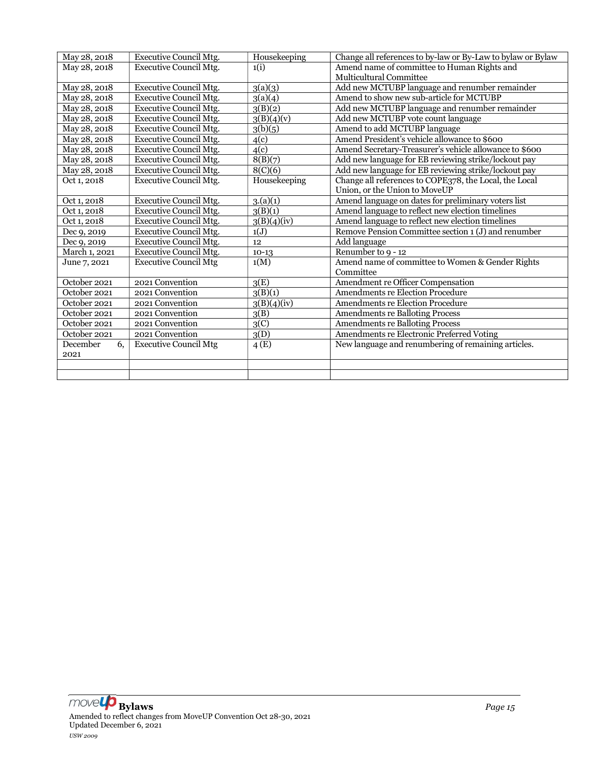| | | | |
|---|---|---|---|
| May 28, 2018 | Executive Council Mtg. | Housekeeping | Change all references to by-law or By-Law to bylaw or Bylaw |
| May 28, 2018 | Executive Council Mtg. | 1(i) | Amend name of committee to Human Rights and Multicultural Committee |
| May 28, 2018 | Executive Council Mtg. | 3(a)(3) | Add new MCTUBP language and renumber remainder |
| May 28, 2018 | Executive Council Mtg. | 3(a)(4) | Amend to show new sub-article for MCTUBP |
| May 28, 2018 | Executive Council Mtg. | 3(B)(2) | Add new MCTUBP language and renumber remainder |
| May 28, 2018 | Executive Council Mtg. | 3(B)(4)(v) | Add new MCTUBP vote count language |
| May 28, 2018 | Executive Council Mtg. | 3(b)(5) | Amend to add MCTUBP language |
| May 28, 2018 | Executive Council Mtg. | 4(c) | Amend President's vehicle allowance to $600 |
| May 28, 2018 | Executive Council Mtg. | 4(c) | Amend Secretary-Treasurer's vehicle allowance to $600 |
| May 28, 2018 | Executive Council Mtg. | 8(B)(7) | Add new language for EB reviewing strike/lockout pay |
| May 28, 2018 | Executive Council Mtg. | 8(C)(6) | Add new language for EB reviewing strike/lockout pay |
| Oct 1, 2018 | Executive Council Mtg. | Housekeeping | Change all references to COPE378, the Local, the Local Union, or the Union to MoveUP |
| Oct 1, 2018 | Executive Council Mtg. | 3.(a)(1) | Amend language on dates for preliminary voters list |
| Oct 1, 2018 | Executive Council Mtg. | 3(B)(1) | Amend language to reflect new election timelines |
| Oct 1, 2018 | Executive Council Mtg. | 3(B)(4)(iv) | Amend language to reflect new election timelines |
| Dec 9, 2019 | Executive Council Mtg. | 1(J) | Remove Pension Committee section 1 (J) and renumber |
| Dec 9, 2019 | Executive Council Mtg. | 12 | Add language |
| March 1, 2021 | Executive Council Mtg. | 10-13 | Renumber to 9 - 12 |
| June 7, 2021 | Executive Council Mtg | 1(M) | Amend name of committee to Women & Gender Rights Committee |
| October 2021 | 2021 Convention | 3(E) | Amendment re Officer Compensation |
| October 2021 | 2021 Convention | 3(B)(1) | Amendments re Election Procedure |
| October 2021 | 2021 Convention | 3(B)(4)(iv) | Amendments re Election Procedure |
| October 2021 | 2021 Convention | 3(B) | Amendments re Balloting Process |
| October 2021 | 2021 Convention | 3(C) | Amendments re Balloting Process |
| October 2021 | 2021 Convention | 3(D) | Amendments re Electronic Preferred Voting |
| December 6, 2021 | Executive Council Mtg | 4 (E) | New language and renumbering of remaining articles. |
| | | | |
| | | | |